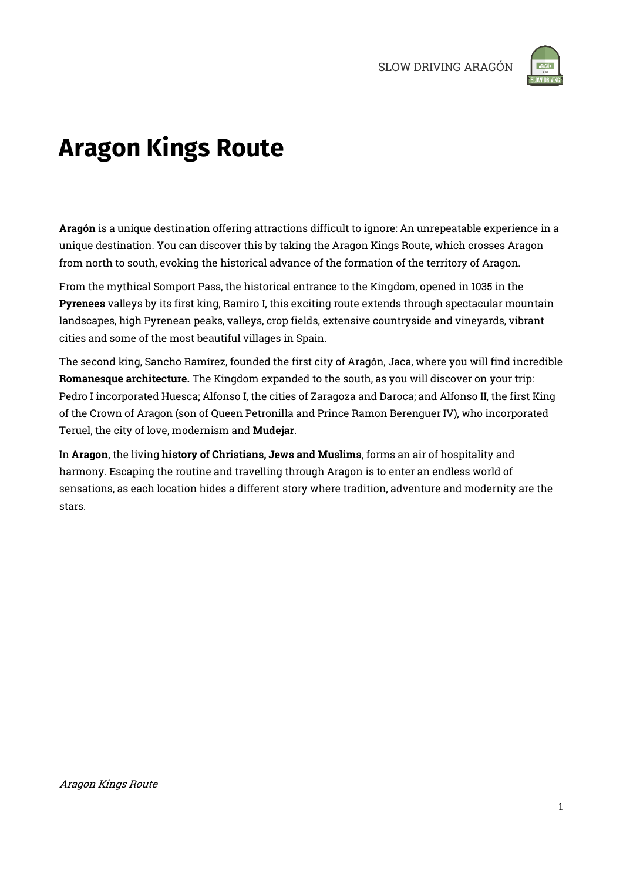# Aragon Kings Route

**Aragón** is a unique destination offering attractions difficult to ignore: An unrepeatable experience in a unique destination. You can discover this by taking the Aragon Kings Route, which crosses Aragon from north to south, evoking the historical advance of the formation of the territory of Aragon.

From the mythical Somport Pass, the historical entrance to the Kingdom, opened in 1035 in the **Pyrenees** valleys by its first king, Ramiro I, this exciting route extends through spectacular mountain landscapes, high Pyrenean peaks, valleys, crop fields, extensive countryside and vineyards, vibrant cities and some of the most beautiful villages in Spain.

The second king, Sancho Ramírez, founded the first city of Aragón, Jaca, where you will find incredible **Romanesque architecture.** The Kingdom expanded to the south, as you will discover on your trip: Pedro I incorporated Huesca; Alfonso I, the cities of Zaragoza and Daroca; and Alfonso II, the first King of the Crown of Aragon (son of Queen Petronilla and Prince Ramon Berenguer IV), who incorporated Teruel, the city of love, modernism and **Mudejar**.

In **Aragon**, the living **history of Christians, Jews and Muslims**, forms an air of hospitality and harmony. Escaping the routine and travelling through Aragon is to enter an endless world of sensations, as each location hides a different story where tradition, adventure and modernity are the stars.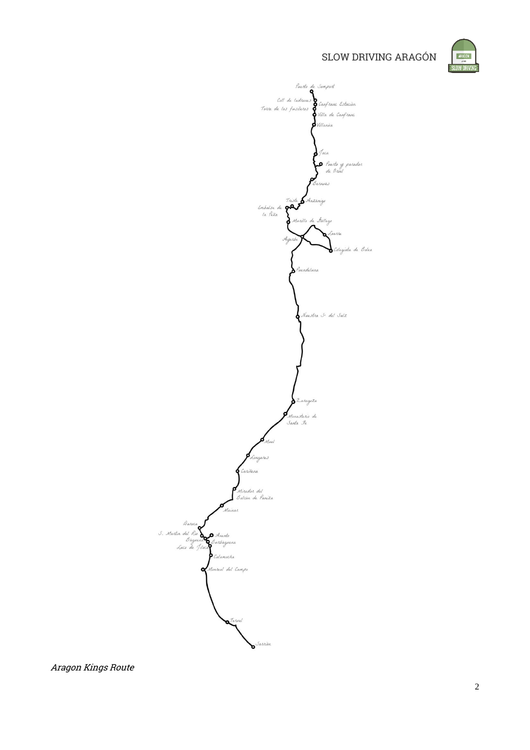*Aragon Kings Route*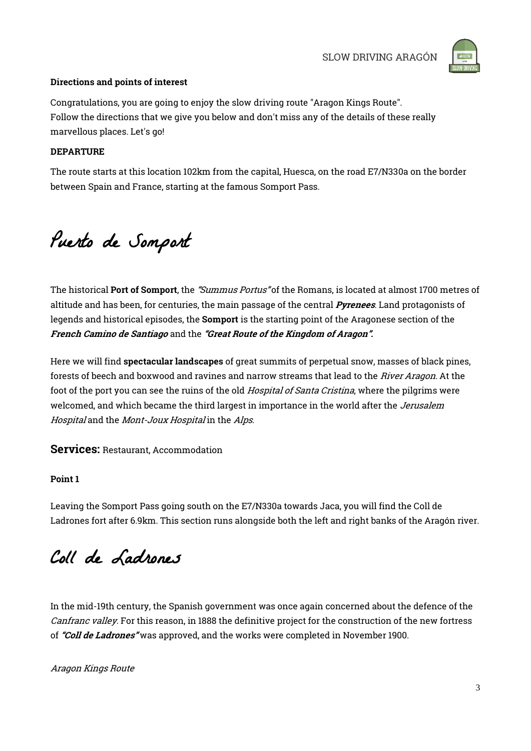**Directions and points of interest**

Congratulations, you are going to enjoy the slow driving route "Aragon Kings Route". Follow the directions that we give you below and don't miss any of the details of these really marvellous places. Let's go!

**DEPARTURE**

The route starts at this location 102km from the capital, Huesca, on the road E7/N330a on the border between Spain and France, starting at the famous Somport Pass.

# Puerto de Somport

The historical **Port of Somport**, the *"Summus Portus"* of the Romans, is located at almost 1700 metres of altitude and has been, for centuries, the main passage of the central ***Pyrenees***. Land protagonists of legends and historical episodes, the **Somport** is the starting point of the Aragonese section of the ***French Camino de Santiago*** and the ***"Great Route of the Kingdom of Aragon".***

Here we will find **spectacular landscapes** of great summits of perpetual snow, masses of black pines, forests of beech and boxwood and ravines and narrow streams that lead to the *River Aragon*. At the foot of the port you can see the ruins of the old *Hospital of Santa Cristina*, where the pilgrims were welcomed, and which became the third largest in importance in the world after the *Jerusalem Hospital* and the *Mont-Joux Hospital* in the *Alps*.

**Services:** Restaurant, Accommodation

**Point 1**

Leaving the Somport Pass going south on the E7/N330a towards Jaca, you will find the Coll de Ladrones fort after 6.9km. This section runs alongside both the left and right banks of the Aragón river.

# Coll de Ladrones

In the mid-19th century, the Spanish government was once again concerned about the defence of the *Canfranc valley*. For this reason, in 1888 the definitive project for the construction of the new fortress of ***"Coll de Ladrones"*** was approved, and the works were completed in November 1900.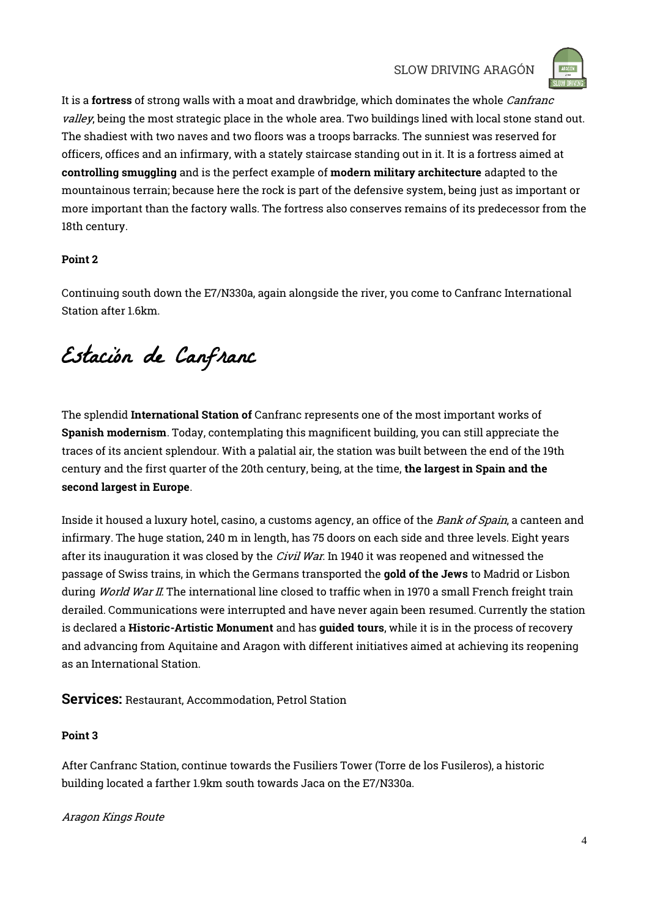It is a **fortress** of strong walls with a moat and drawbridge, which dominates the whole *Canfranc valley*, being the most strategic place in the whole area. Two buildings lined with local stone stand out. The shadiest with two naves and two floors was a troops barracks. The sunniest was reserved for officers, offices and an infirmary, with a stately staircase standing out in it. It is a fortress aimed at **controlling smuggling** and is the perfect example of **modern military architecture** adapted to the mountainous terrain; because here the rock is part of the defensive system, being just as important or more important than the factory walls. The fortress also conserves remains of its predecessor from the 18th century.

**Point 2**

Continuing south down the E7/N330a, again alongside the river, you come to Canfranc International Station after 1.6km.

# Estación de Canfranc

The splendid **International Station of** Canfranc represents one of the most important works of **Spanish modernism**. Today, contemplating this magnificent building, you can still appreciate the traces of its ancient splendour. With a palatial air, the station was built between the end of the 19th century and the first quarter of the 20th century, being, at the time, **the largest in Spain and the second largest in Europe**.

Inside it housed a luxury hotel, casino, a customs agency, an office of the *Bank of Spain*, a canteen and infirmary. The huge station, 240 m in length, has 75 doors on each side and three levels. Eight years after its inauguration it was closed by the *Civil War*. In 1940 it was reopened and witnessed the passage of Swiss trains, in which the Germans transported the **gold of the Jews** to Madrid or Lisbon during *World War II*. The international line closed to traffic when in 1970 a small French freight train derailed. Communications were interrupted and have never again been resumed. Currently the station is declared a **Historic-Artistic Monument** and has **guided tours**, while it is in the process of recovery and advancing from Aquitaine and Aragon with different initiatives aimed at achieving its reopening as an International Station.

**Services:** Restaurant, Accommodation, Petrol Station

**Point 3**

After Canfranc Station, continue towards the Fusiliers Tower (Torre de los Fusileros), a historic building located a farther 1.9km south towards Jaca on the E7/N330a.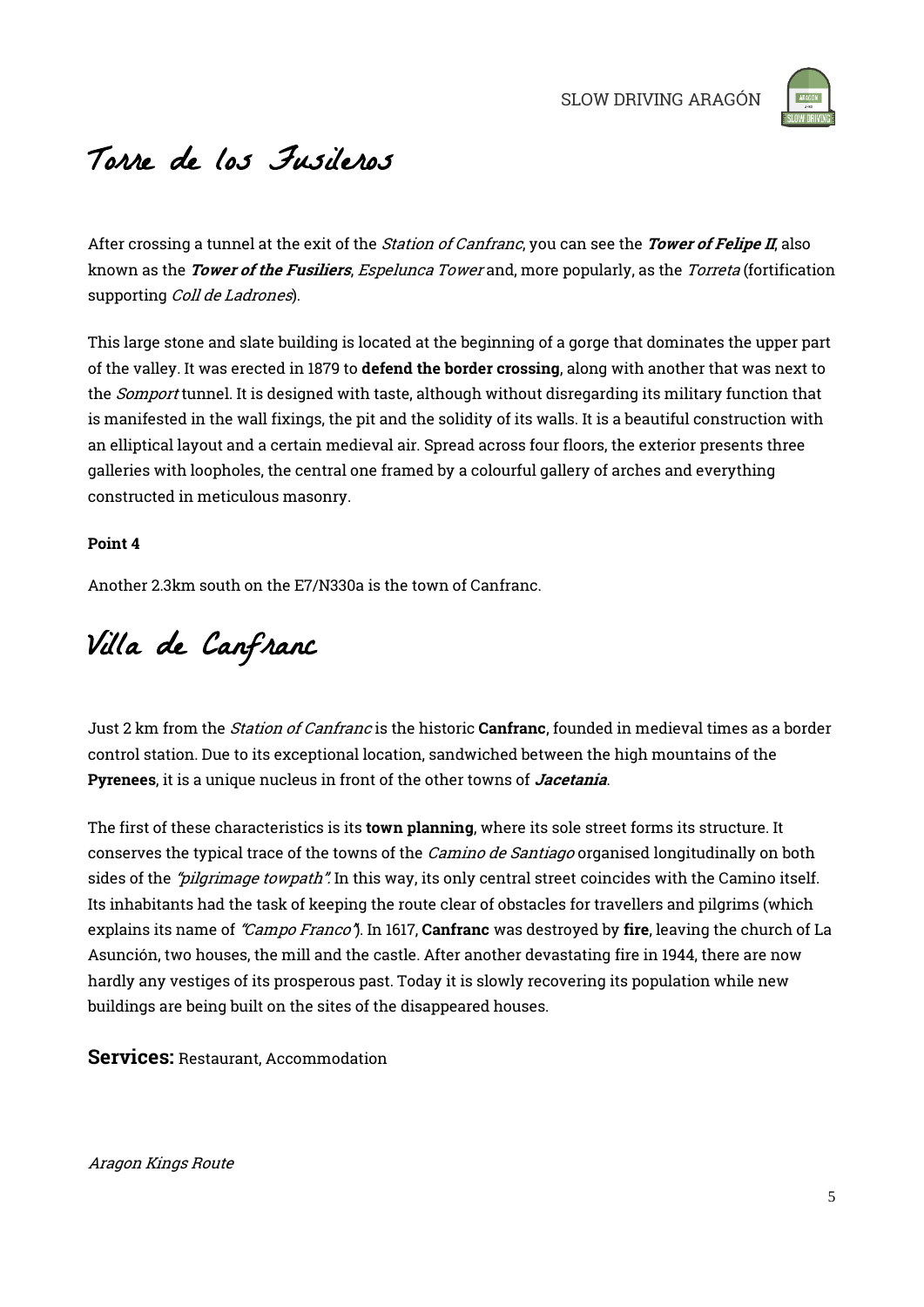# Torre de los Fusileros

After crossing a tunnel at the exit of the *Station of Canfranc*, you can see the ***Tower of Felipe II***, also known as the ***Tower of the Fusiliers***, *Espelunca Tower* and, more popularly, as the *Torreta* (fortification supporting *Coll de Ladrones*).

This large stone and slate building is located at the beginning of a gorge that dominates the upper part of the valley. It was erected in 1879 to **defend the border crossing**, along with another that was next to the *Somport* tunnel. It is designed with taste, although without disregarding its military function that is manifested in the wall fixings, the pit and the solidity of its walls. It is a beautiful construction with an elliptical layout and a certain medieval air. Spread across four floors, the exterior presents three galleries with loopholes, the central one framed by a colourful gallery of arches and everything constructed in meticulous masonry.

**Point 4**

Another 2.3km south on the E7/N330a is the town of Canfranc.

# Villa de Canfranc

Just 2 km from the *Station of Canfranc* is the historic **Canfranc**, founded in medieval times as a border control station. Due to its exceptional location, sandwiched between the high mountains of the **Pyrenees**, it is a unique nucleus in front of the other towns of ***Jacetania***.

The first of these characteristics is its **town planning**, where its sole street forms its structure. It conserves the typical trace of the towns of the *Camino de Santiago* organised longitudinally on both sides of the *"pilgrimage towpath"*. In this way, its only central street coincides with the Camino itself. Its inhabitants had the task of keeping the route clear of obstacles for travellers and pilgrims (which explains its name of *"Campo Franco"*). In 1617, **Canfranc** was destroyed by **fire**, leaving the church of La Asunción, two houses, the mill and the castle. After another devastating fire in 1944, there are now hardly any vestiges of its prosperous past. Today it is slowly recovering its population while new buildings are being built on the sites of the disappeared houses.

**Services:** Restaurant, Accommodation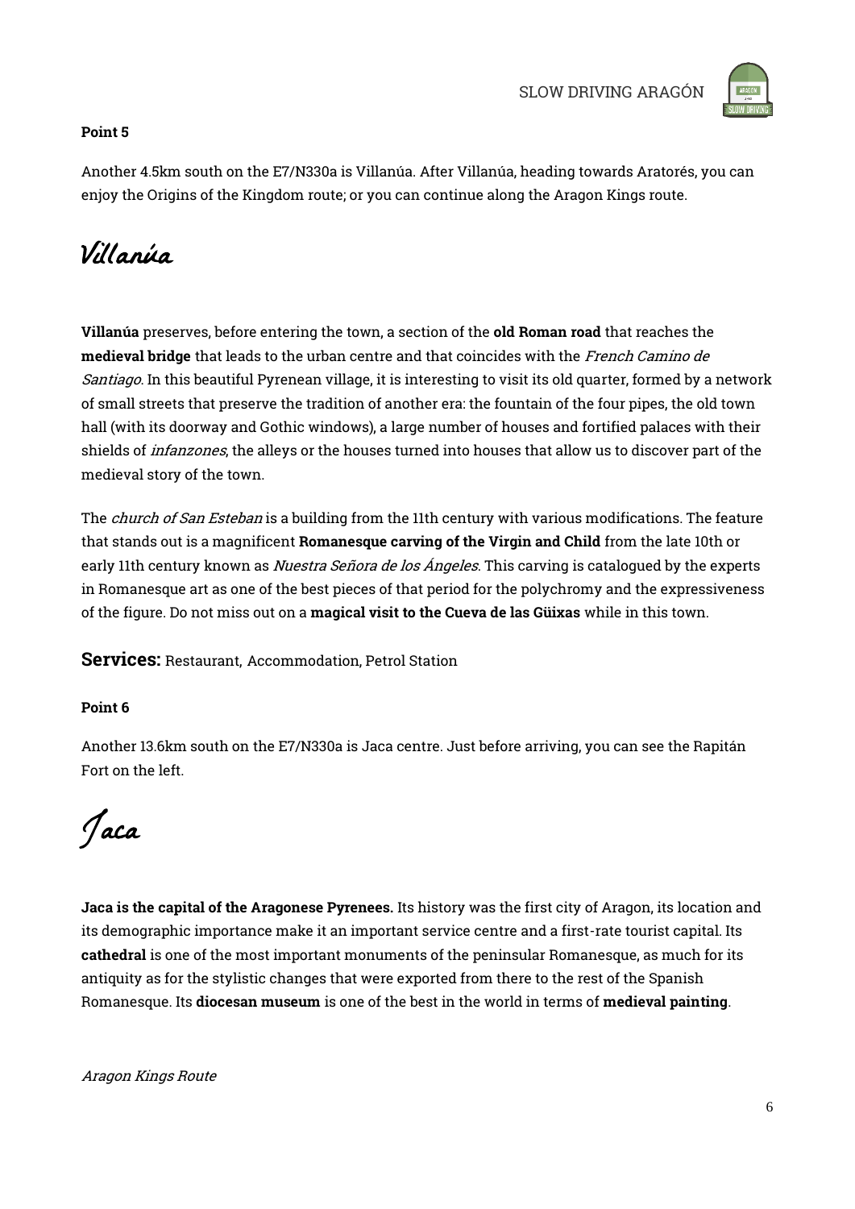**Point 5**

Another 4.5km south on the E7/N330a is Villanúa. After Villanúa, heading towards Aratorés, you can enjoy the Origins of the Kingdom route; or you can continue along the Aragon Kings route.

# Villanúa

**Villanúa** preserves, before entering the town, a section of the **old Roman road** that reaches the **medieval bridge** that leads to the urban centre and that coincides with the *French Camino de Santiago*. In this beautiful Pyrenean village, it is interesting to visit its old quarter, formed by a network of small streets that preserve the tradition of another era: the fountain of the four pipes, the old town hall (with its doorway and Gothic windows), a large number of houses and fortified palaces with their shields of *infanzones*, the alleys or the houses turned into houses that allow us to discover part of the medieval story of the town.

The *church of San Esteban* is a building from the 11th century with various modifications. The feature that stands out is a magnificent **Romanesque carving of the Virgin and Child** from the late 10th or early 11th century known as *Nuestra Señora de los Ángeles*. This carving is catalogued by the experts in Romanesque art as one of the best pieces of that period for the polychromy and the expressiveness of the figure. Do not miss out on a **magical visit to the Cueva de las Güixas** while in this town.

**Services:** Restaurant, Accommodation, Petrol Station

**Point 6**

Another 13.6km south on the E7/N330a is Jaca centre. Just before arriving, you can see the Rapitán Fort on the left.

# Jaca

**Jaca is the capital of the Aragonese Pyrenees.** Its history was the first city of Aragon, its location and its demographic importance make it an important service centre and a first-rate tourist capital. Its **cathedral** is one of the most important monuments of the peninsular Romanesque, as much for its antiquity as for the stylistic changes that were exported from there to the rest of the Spanish Romanesque. Its **diocesan museum** is one of the best in the world in terms of **medieval painting**.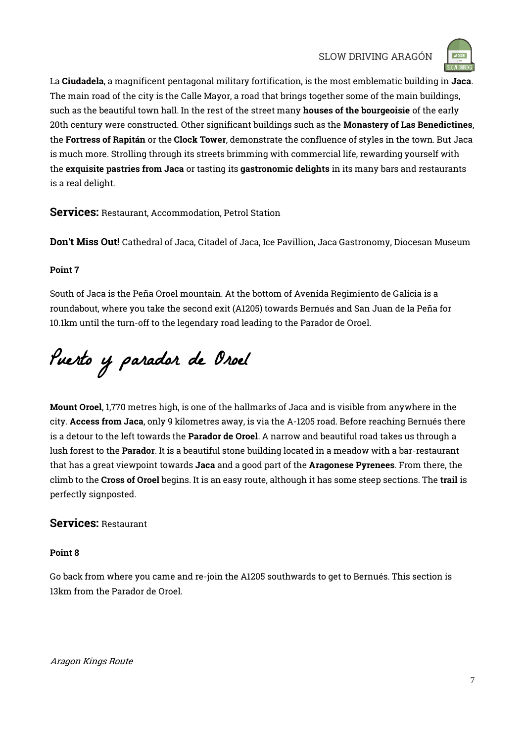La **Ciudadela**, a magnificent pentagonal military fortification, is the most emblematic building in **Jaca**. The main road of the city is the Calle Mayor, a road that brings together some of the main buildings, such as the beautiful town hall. In the rest of the street many **houses of the bourgeoisie** of the early 20th century were constructed. Other significant buildings such as the **Monastery of Las Benedictines**, the **Fortress of Rapitán** or the **Clock Tower**, demonstrate the confluence of styles in the town. But Jaca is much more. Strolling through its streets brimming with commercial life, rewarding yourself with the **exquisite pastries from Jaca** or tasting its **gastronomic delights** in its many bars and restaurants is a real delight.

## Services: Restaurant, Accommodation, Petrol Station

**Don't Miss Out!** Cathedral of Jaca, Citadel of Jaca, Ice Pavillion, Jaca Gastronomy, Diocesan Museum

**Point 7**

South of Jaca is the Peña Oroel mountain. At the bottom of Avenida Regimiento de Galicia is a roundabout, where you take the second exit (A1205) towards Bernués and San Juan de la Peña for 10.1km until the turn-off to the legendary road leading to the Parador de Oroel.

# Puerto y parador de Oroel

**Mount Oroel**, 1,770 metres high, is one of the hallmarks of Jaca and is visible from anywhere in the city. **Access from Jaca**, only 9 kilometres away, is via the A-1205 road. Before reaching Bernués there is a detour to the left towards the **Parador de Oroel**. A narrow and beautiful road takes us through a lush forest to the **Parador**. It is a beautiful stone building located in a meadow with a bar-restaurant that has a great viewpoint towards **Jaca** and a good part of the **Aragonese Pyrenees**. From there, the climb to the **Cross of Oroel** begins. It is an easy route, although it has some steep sections. The **trail** is perfectly signposted.

## Services: Restaurant

**Point 8**

Go back from where you came and re-join the A1205 southwards to get to Bernués. This section is 13km from the Parador de Oroel.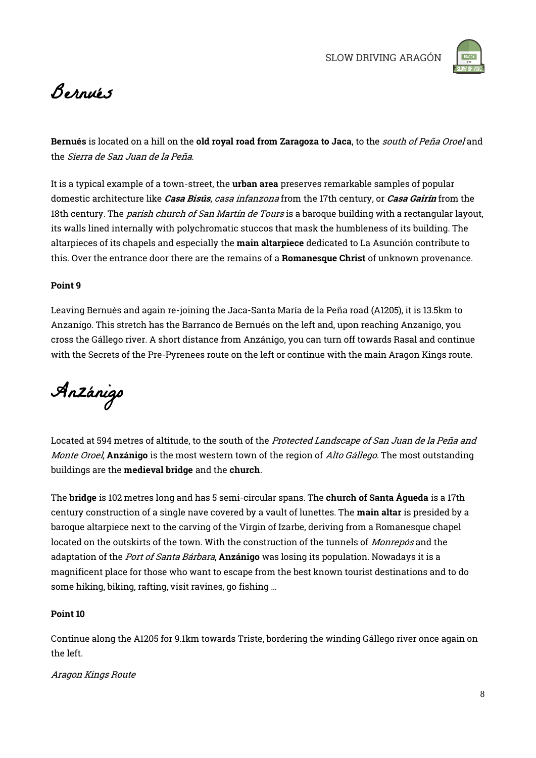# Bernués

**Bernués** is located on a hill on the **old royal road from Zaragoza to Jaca**, to the *south of Peña Oroel* and the *Sierra de San Juan de la Peña.*

It is a typical example of a town-street, the **urban area** preserves remarkable samples of popular domestic architecture like ***Casa Bisús***, *casa infanzona* from the 17th century, or ***Casa Gairín*** from the 18th century. The *parish church of San Martín de Tours* is a baroque building with a rectangular layout, its walls lined internally with polychromatic stuccos that mask the humbleness of its building. The altarpieces of its chapels and especially the **main altarpiece** dedicated to La Asunción contribute to this. Over the entrance door there are the remains of a **Romanesque Christ** of unknown provenance.

**Point 9**

Leaving Bernués and again re-joining the Jaca-Santa María de la Peña road (A1205), it is 13.5km to Anzanigo. This stretch has the Barranco de Bernués on the left and, upon reaching Anzanigo, you cross the Gállego river. A short distance from Anzánigo, you can turn off towards Rasal and continue with the Secrets of the Pre-Pyrenees route on the left or continue with the main Aragon Kings route.

# Anzánigo

Located at 594 metres of altitude, to the south of the *Protected Landscape of San Juan de la Peña and Monte Oroel*, **Anzánigo** is the most western town of the region of *Alto Gállego*. The most outstanding buildings are the **medieval bridge** and the **church**.

The **bridge** is 102 metres long and has 5 semi-circular spans. The **church of Santa Águeda** is a 17th century construction of a single nave covered by a vault of lunettes. The **main altar** is presided by a baroque altarpiece next to the carving of the Virgin of Izarbe, deriving from a Romanesque chapel located on the outskirts of the town. With the construction of the tunnels of *Monrepós* and the adaptation of the *Port of Santa Bárbara*, **Anzánigo** was losing its population. Nowadays it is a magnificent place for those who want to escape from the best known tourist destinations and to do some hiking, biking, rafting, visit ravines, go fishing ...

**Point 10**

Continue along the A1205 for 9.1km towards Triste, bordering the winding Gállego river once again on the left.

*Aragon Kings Route*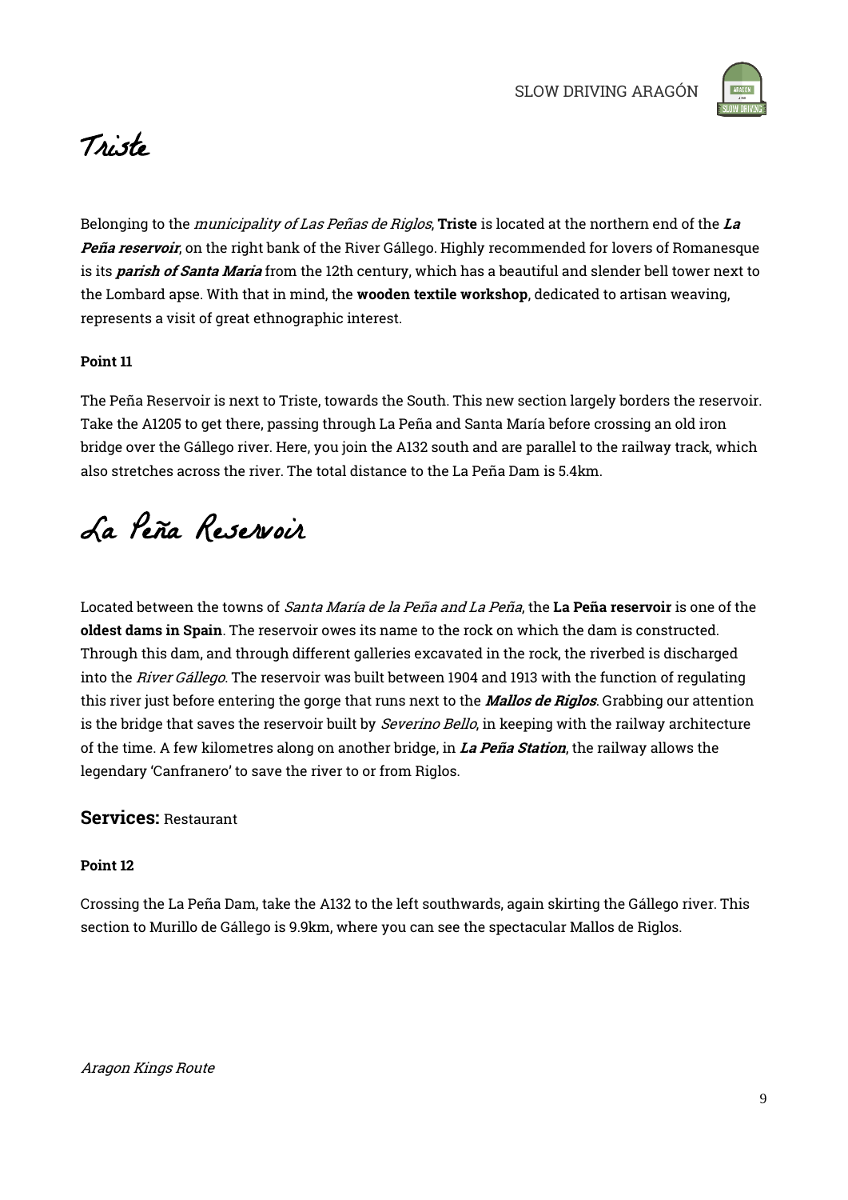# Triste

Belonging to the *municipality of Las Peñas de Riglos*, **Triste** is located at the northern end of the ***La Peña reservoir***, on the right bank of the River Gállego. Highly recommended for lovers of Romanesque is its ***parish of Santa Maria*** from the 12th century, which has a beautiful and slender bell tower next to the Lombard apse. With that in mind, the **wooden textile workshop**, dedicated to artisan weaving, represents a visit of great ethnographic interest.

**Point 11**

The Peña Reservoir is next to Triste, towards the South. This new section largely borders the reservoir. Take the A1205 to get there, passing through La Peña and Santa María before crossing an old iron bridge over the Gállego river. Here, you join the A132 south and are parallel to the railway track, which also stretches across the river. The total distance to the La Peña Dam is 5.4km.

# La Peña Reservoir

Located between the towns of *Santa María de la Peña and La Peña*, the **La Peña reservoir** is one of the **oldest dams in Spain**. The reservoir owes its name to the rock on which the dam is constructed. Through this dam, and through different galleries excavated in the rock, the riverbed is discharged into the *River Gállego*. The reservoir was built between 1904 and 1913 with the function of regulating this river just before entering the gorge that runs next to the ***Mallos de Riglos***. Grabbing our attention is the bridge that saves the reservoir built by *Severino Bello*, in keeping with the railway architecture of the time. A few kilometres along on another bridge, in ***La Peña Station***, the railway allows the legendary 'Canfranero' to save the river to or from Riglos.

## Services: Restaurant

**Point 12**

Crossing the La Peña Dam, take the A132 to the left southwards, again skirting the Gállego river. This section to Murillo de Gállego is 9.9km, where you can see the spectacular Mallos de Riglos.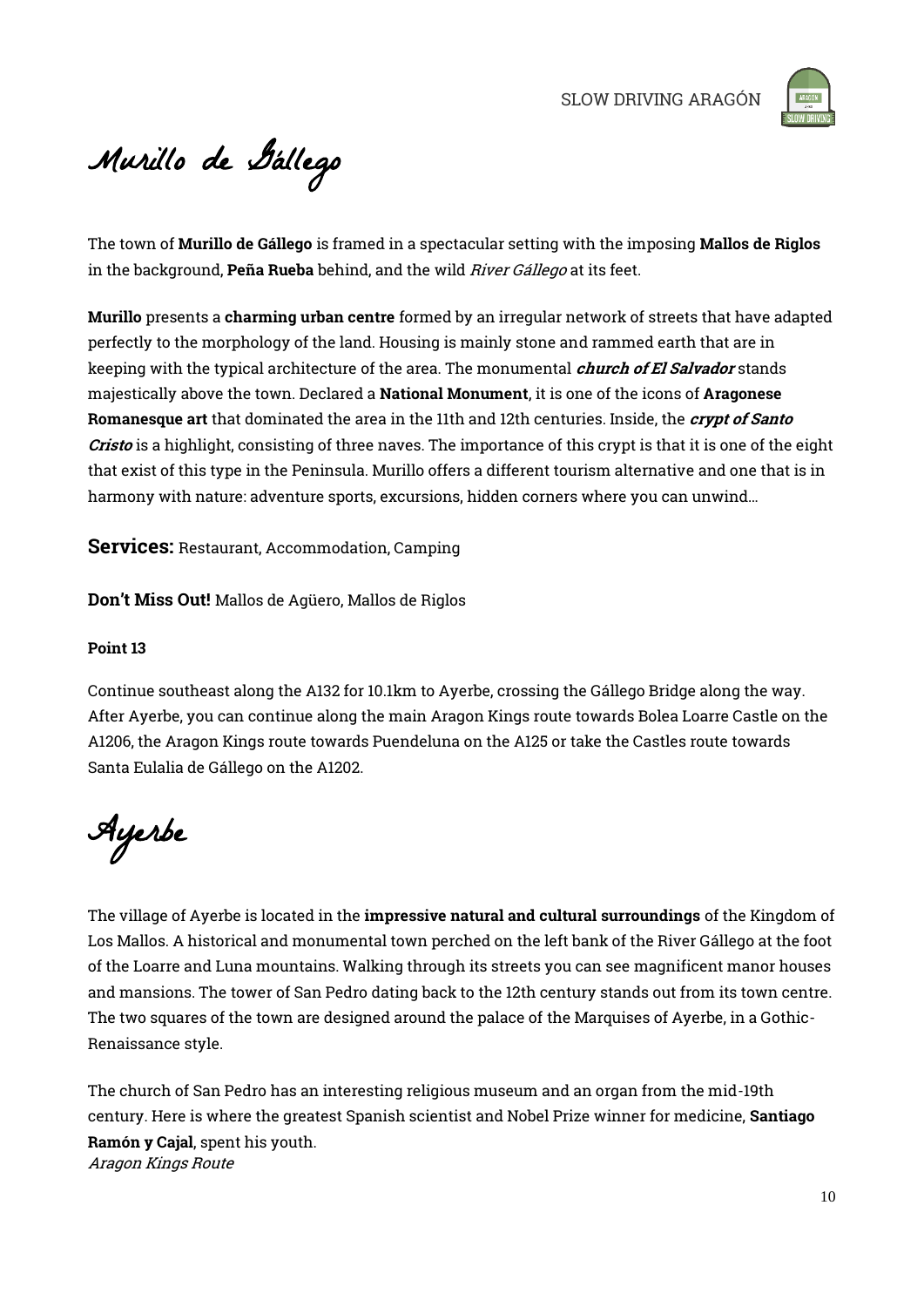# Murillo de Gállego

The town of **Murillo de Gállego** is framed in a spectacular setting with the imposing **Mallos de Riglos** in the background, **Peña Rueba** behind, and the wild *River Gállego* at its feet.

**Murillo** presents a **charming urban centre** formed by an irregular network of streets that have adapted perfectly to the morphology of the land. Housing is mainly stone and rammed earth that are in keeping with the typical architecture of the area. The monumental ***church of El Salvador*** stands majestically above the town. Declared a **National Monument**, it is one of the icons of **Aragonese Romanesque art** that dominated the area in the 11th and 12th centuries. Inside, the ***crypt of Santo Cristo*** is a highlight, consisting of three naves. The importance of this crypt is that it is one of the eight that exist of this type in the Peninsula. Murillo offers a different tourism alternative and one that is in harmony with nature: adventure sports, excursions, hidden corners where you can unwind...

**Services:** Restaurant, Accommodation, Camping

**Don't Miss Out!** Mallos de Agüero, Mallos de Riglos

**Point 13**

Continue southeast along the A132 for 10.1km to Ayerbe, crossing the Gállego Bridge along the way. After Ayerbe, you can continue along the main Aragon Kings route towards Bolea Loarre Castle on the A1206, the Aragon Kings route towards Puendeluna on the A125 or take the Castles route towards Santa Eulalia de Gállego on the A1202.

# Ayerbe

The village of Ayerbe is located in the **impressive natural and cultural surroundings** of the Kingdom of Los Mallos. A historical and monumental town perched on the left bank of the River Gállego at the foot of the Loarre and Luna mountains. Walking through its streets you can see magnificent manor houses and mansions. The tower of San Pedro dating back to the 12th century stands out from its town centre. The two squares of the town are designed around the palace of the Marquises of Ayerbe, in a Gothic-Renaissance style.

The church of San Pedro has an interesting religious museum and an organ from the mid-19th century. Here is where the greatest Spanish scientist and Nobel Prize winner for medicine, **Santiago Ramón y Cajal**, spent his youth.

*Aragon Kings Route*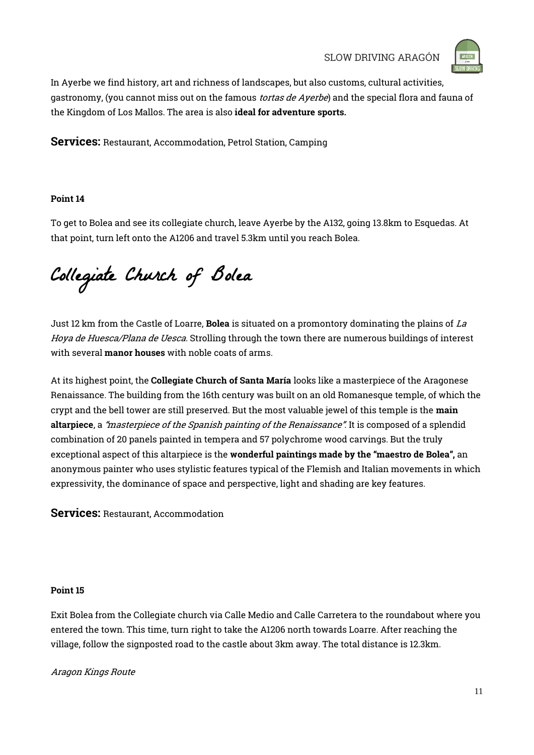In Ayerbe we find history, art and richness of landscapes, but also customs, cultural activities, gastronomy, (you cannot miss out on the famous *tortas de Ayerbe*) and the special flora and fauna of the Kingdom of Los Mallos. The area is also **ideal for adventure sports.**

**Services:** Restaurant, Accommodation, Petrol Station, Camping

**Point 14**

To get to Bolea and see its collegiate church, leave Ayerbe by the A132, going 13.8km to Esquedas. At that point, turn left onto the A1206 and travel 5.3km until you reach Bolea.

# Collegiate Church of Bolea

Just 12 km from the Castle of Loarre, **Bolea** is situated on a promontory dominating the plains of *La Hoya de Huesca/Plana de Uesca*. Strolling through the town there are numerous buildings of interest with several **manor houses** with noble coats of arms.

At its highest point, the **Collegiate Church of Santa María** looks like a masterpiece of the Aragonese Renaissance. The building from the 16th century was built on an old Romanesque temple, of which the crypt and the bell tower are still preserved. But the most valuable jewel of this temple is the **main altarpiece**, a *"masterpiece of the Spanish painting of the Renaissance"*. It is composed of a splendid combination of 20 panels painted in tempera and 57 polychrome wood carvings. But the truly exceptional aspect of this altarpiece is the **wonderful paintings made by the "maestro de Bolea",** an anonymous painter who uses stylistic features typical of the Flemish and Italian movements in which expressivity, the dominance of space and perspective, light and shading are key features.

**Services:** Restaurant, Accommodation

**Point 15**

Exit Bolea from the Collegiate church via Calle Medio and Calle Carretera to the roundabout where you entered the town. This time, turn right to take the A1206 north towards Loarre. After reaching the village, follow the signposted road to the castle about 3km away. The total distance is 12.3km.

*Aragon Kings Route*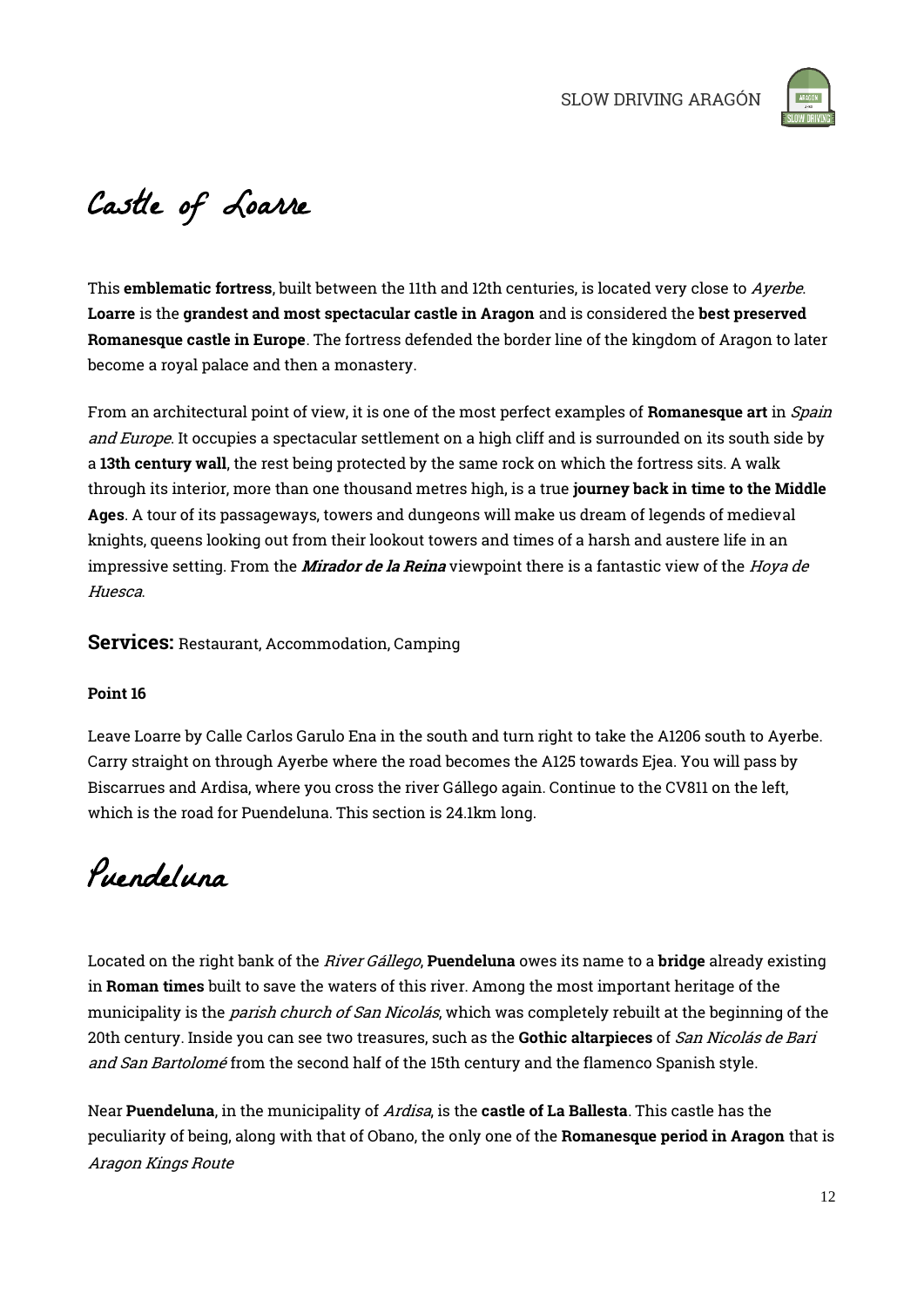# Castle of Loarre

This **emblematic fortress**, built between the 11th and 12th centuries, is located very close to *Ayerbe*. **Loarre** is the **grandest and most spectacular castle in Aragon** and is considered the **best preserved Romanesque castle in Europe**. The fortress defended the border line of the kingdom of Aragon to later become a royal palace and then a monastery.

From an architectural point of view, it is one of the most perfect examples of **Romanesque art** in *Spain and Europe*. It occupies a spectacular settlement on a high cliff and is surrounded on its south side by a **13th century wall**, the rest being protected by the same rock on which the fortress sits. A walk through its interior, more than one thousand metres high, is a true **journey back in time to the Middle Ages**. A tour of its passageways, towers and dungeons will make us dream of legends of medieval knights, queens looking out from their lookout towers and times of a harsh and austere life in an impressive setting. From the ***Mirador de la Reina*** viewpoint there is a fantastic view of the *Hoya de Huesca*.

**Services:** Restaurant, Accommodation, Camping

**Point 16**

Leave Loarre by Calle Carlos Garulo Ena in the south and turn right to take the A1206 south to Ayerbe. Carry straight on through Ayerbe where the road becomes the A125 towards Ejea. You will pass by Biscarrues and Ardisa, where you cross the river Gállego again. Continue to the CV811 on the left, which is the road for Puendeluna. This section is 24.1km long.

# Puendeluna

Located on the right bank of the *River Gállego*, **Puendeluna** owes its name to a **bridge** already existing in **Roman times** built to save the waters of this river. Among the most important heritage of the municipality is the *parish church of San Nicolás*, which was completely rebuilt at the beginning of the 20th century. Inside you can see two treasures, such as the **Gothic altarpieces** of *San Nicolás de Bari and San Bartolomé* from the second half of the 15th century and the flamenco Spanish style.

Near **Puendeluna**, in the municipality of *Ardisa*, is the **castle of La Ballesta**. This castle has the peculiarity of being, along with that of Obano, the only one of the **Romanesque period in Aragon** that is

*Aragon Kings Route*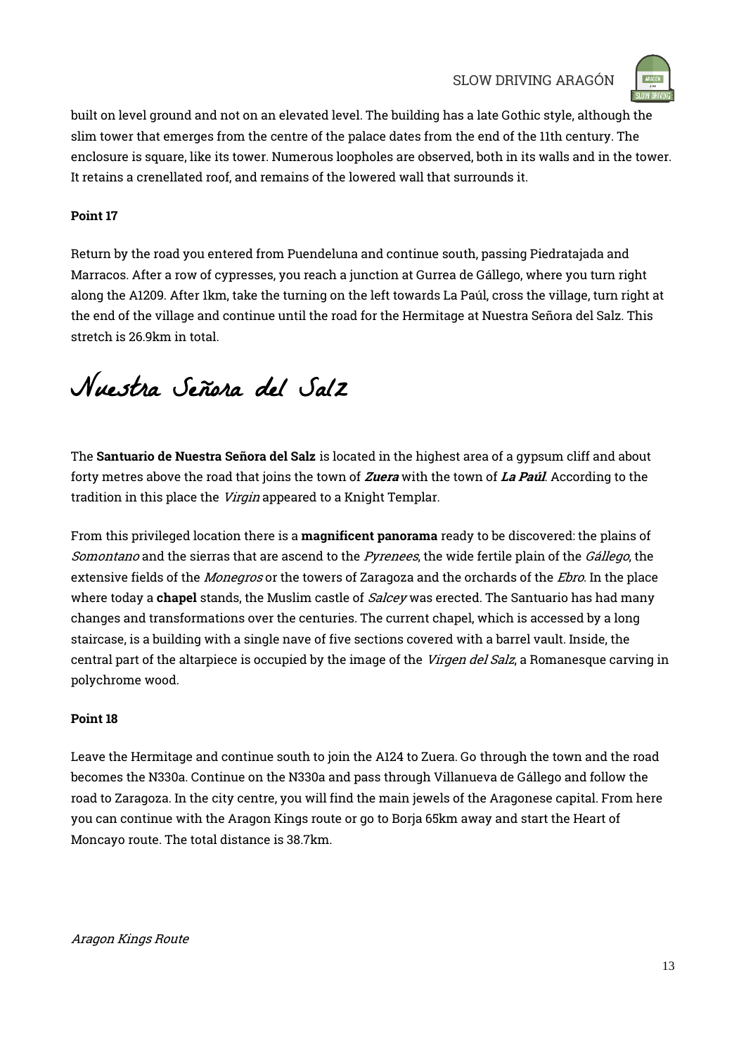built on level ground and not on an elevated level. The building has a late Gothic style, although the slim tower that emerges from the centre of the palace dates from the end of the 11th century. The enclosure is square, like its tower. Numerous loopholes are observed, both in its walls and in the tower. It retains a crenellated roof, and remains of the lowered wall that surrounds it.

**Point 17**

Return by the road you entered from Puendeluna and continue south, passing Piedratajada and Marracos. After a row of cypresses, you reach a junction at Gurrea de Gállego, where you turn right along the A1209. After 1km, take the turning on the left towards La Paúl, cross the village, turn right at the end of the village and continue until the road for the Hermitage at Nuestra Señora del Salz. This stretch is 26.9km in total.

# Nuestra Señora del Salz

The **Santuario de Nuestra Señora del Salz** is located in the highest area of a gypsum cliff and about forty metres above the road that joins the town of ***Zuera*** with the town of ***La Paúl***. According to the tradition in this place the *Virgin* appeared to a Knight Templar.

From this privileged location there is a **magnificent panorama** ready to be discovered: the plains of *Somontano* and the sierras that are ascend to the *Pyrenees*, the wide fertile plain of the *Gállego*, the extensive fields of the *Monegros* or the towers of Zaragoza and the orchards of the *Ebro*. In the place where today a **chapel** stands, the Muslim castle of *Salcey* was erected. The Santuario has had many changes and transformations over the centuries. The current chapel, which is accessed by a long staircase, is a building with a single nave of five sections covered with a barrel vault. Inside, the central part of the altarpiece is occupied by the image of the *Virgen del Salz*, a Romanesque carving in polychrome wood.

**Point 18**

Leave the Hermitage and continue south to join the A124 to Zuera. Go through the town and the road becomes the N330a. Continue on the N330a and pass through Villanueva de Gállego and follow the road to Zaragoza. In the city centre, you will find the main jewels of the Aragonese capital. From here you can continue with the Aragon Kings route or go to Borja 65km away and start the Heart of Moncayo route. The total distance is 38.7km.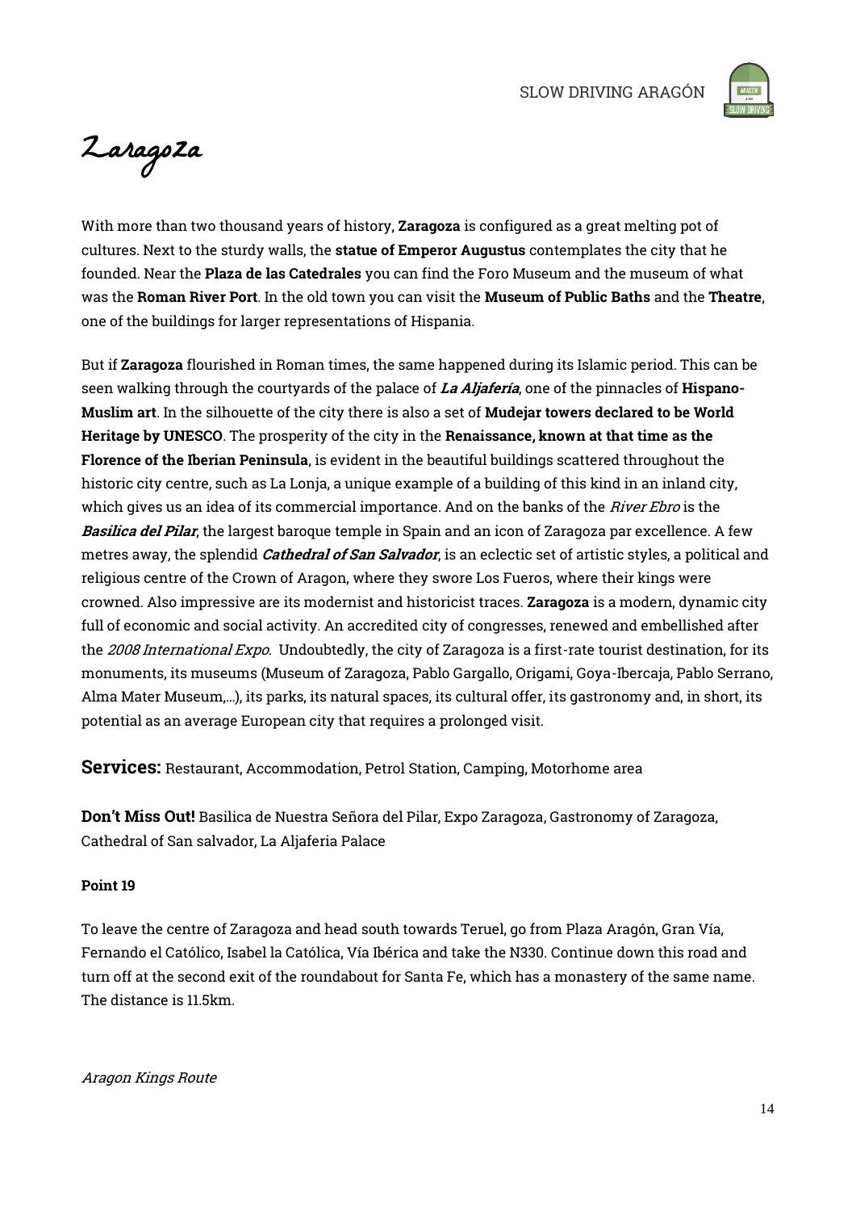# Zaragoza

With more than two thousand years of history, **Zaragoza** is configured as a great melting pot of cultures. Next to the sturdy walls, the **statue of Emperor Augustus** contemplates the city that he founded. Near the **Plaza de las Catedrales** you can find the Foro Museum and the museum of what was the **Roman River Port**. In the old town you can visit the **Museum of Public Baths** and the **Theatre**, one of the buildings for larger representations of Hispania.

But if **Zaragoza** flourished in Roman times, the same happened during its Islamic period. This can be seen walking through the courtyards of the palace of ***La Aljafería***, one of the pinnacles of **Hispano-Muslim art**. In the silhouette of the city there is also a set of **Mudejar towers declared to be World Heritage by UNESCO**. The prosperity of the city in the **Renaissance, known at that time as the Florence of the Iberian Peninsula**, is evident in the beautiful buildings scattered throughout the historic city centre, such as La Lonja, a unique example of a building of this kind in an inland city, which gives us an idea of its commercial importance. And on the banks of the *River Ebro* is the ***Basilica del Pilar***, the largest baroque temple in Spain and an icon of Zaragoza par excellence. A few metres away, the splendid ***Cathedral of San Salvador***, is an eclectic set of artistic styles, a political and religious centre of the Crown of Aragon, where they swore Los Fueros, where their kings were crowned. Also impressive are its modernist and historicist traces. **Zaragoza** is a modern, dynamic city full of economic and social activity. An accredited city of congresses, renewed and embellished after the *2008 International Expo*. Undoubtedly, the city of Zaragoza is a first-rate tourist destination, for its monuments, its museums (Museum of Zaragoza, Pablo Gargallo, Origami, Goya-Ibercaja, Pablo Serrano, Alma Mater Museum,...), its parks, its natural spaces, its cultural offer, its gastronomy and, in short, its potential as an average European city that requires a prolonged visit.

**Services:** Restaurant, Accommodation, Petrol Station, Camping, Motorhome area

**Don't Miss Out!** Basilica de Nuestra Señora del Pilar, Expo Zaragoza, Gastronomy of Zaragoza, Cathedral of San salvador, La Aljaferia Palace

**Point 19**

To leave the centre of Zaragoza and head south towards Teruel, go from Plaza Aragón, Gran Vía, Fernando el Católico, Isabel la Católica, Vía Ibérica and take the N330. Continue down this road and turn off at the second exit of the roundabout for Santa Fe, which has a monastery of the same name. The distance is 11.5km.

*Aragon Kings Route*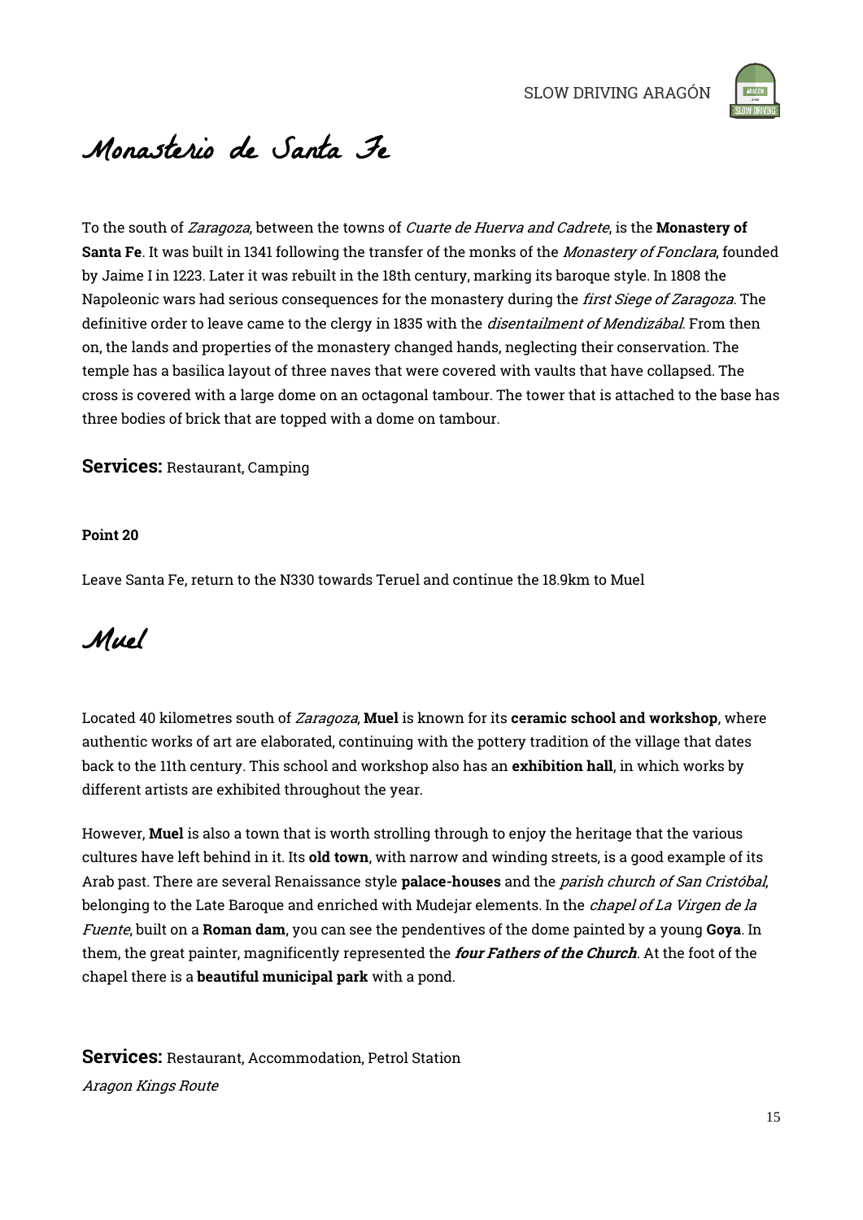# Monasterio de Santa Fe

To the south of *Zaragoza*, between the towns of *Cuarte de Huerva and Cadrete*, is the **Monastery of Santa Fe**. It was built in 1341 following the transfer of the monks of the *Monastery of Fonclara*, founded by Jaime I in 1223. Later it was rebuilt in the 18th century, marking its baroque style. In 1808 the Napoleonic wars had serious consequences for the monastery during the *first Siege of Zaragoza*. The definitive order to leave came to the clergy in 1835 with the *disentailment of Mendizábal*. From then on, the lands and properties of the monastery changed hands, neglecting their conservation. The temple has a basilica layout of three naves that were covered with vaults that have collapsed. The cross is covered with a large dome on an octagonal tambour. The tower that is attached to the base has three bodies of brick that are topped with a dome on tambour.

**Services:** Restaurant, Camping

**Point 20**

Leave Santa Fe, return to the N330 towards Teruel and continue the 18.9km to Muel

# Muel

Located 40 kilometres south of *Zaragoza*, **Muel** is known for its **ceramic school and workshop**, where authentic works of art are elaborated, continuing with the pottery tradition of the village that dates back to the 11th century. This school and workshop also has an **exhibition hall**, in which works by different artists are exhibited throughout the year.

However, **Muel** is also a town that is worth strolling through to enjoy the heritage that the various cultures have left behind in it. Its **old town**, with narrow and winding streets, is a good example of its Arab past. There are several Renaissance style **palace-houses** and the *parish church of San Cristóbal*, belonging to the Late Baroque and enriched with Mudejar elements. In the *chapel of La Virgen de la Fuente*, built on a **Roman dam**, you can see the pendentives of the dome painted by a young **Goya**. In them, the great painter, magnificently represented the ***four Fathers of the Church***. At the foot of the chapel there is a **beautiful municipal park** with a pond.

**Services:** Restaurant, Accommodation, Petrol Station

*Aragon Kings Route*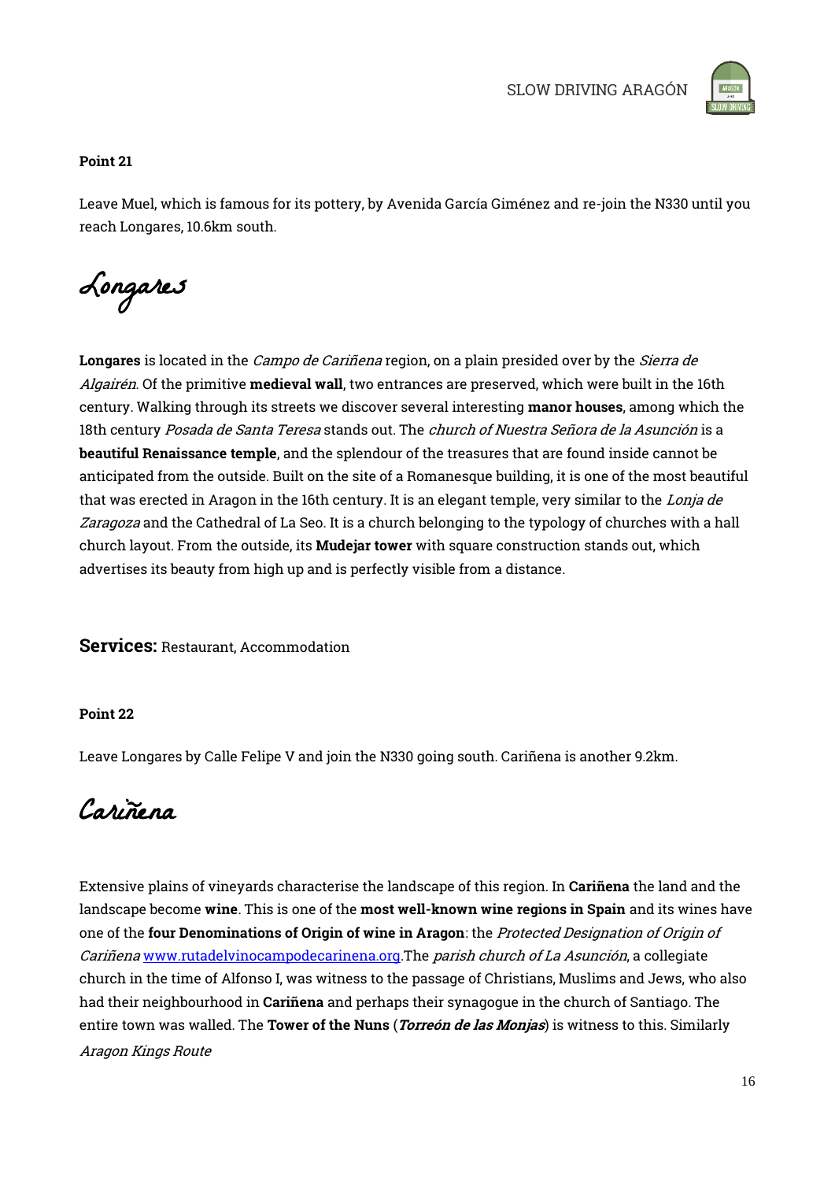**Point 21**

Leave Muel, which is famous for its pottery, by Avenida García Giménez and re-join the N330 until you reach Longares, 10.6km south.

# Longares

**Longares** is located in the *Campo de Cariñena* region, on a plain presided over by the *Sierra de Algairén*. Of the primitive **medieval wall**, two entrances are preserved, which were built in the 16th century. Walking through its streets we discover several interesting **manor houses**, among which the 18th century *Posada de Santa Teresa* stands out. The *church of Nuestra Señora de la Asunción* is a **beautiful Renaissance temple**, and the splendour of the treasures that are found inside cannot be anticipated from the outside. Built on the site of a Romanesque building, it is one of the most beautiful that was erected in Aragon in the 16th century. It is an elegant temple, very similar to the *Lonja de Zaragoza* and the Cathedral of La Seo. It is a church belonging to the typology of churches with a hall church layout. From the outside, its **Mudejar tower** with square construction stands out, which advertises its beauty from high up and is perfectly visible from a distance.

**Services:** Restaurant, Accommodation

**Point 22**

Leave Longares by Calle Felipe V and join the N330 going south. Cariñena is another 9.2km.

# Cariñena

Extensive plains of vineyards characterise the landscape of this region. In **Cariñena** the land and the landscape become **wine**. This is one of the **most well-known wine regions in Spain** and its wines have one of the **four Denominations of Origin of wine in Aragon**: the *Protected Designation of Origin of Cariñena* [www.rutadelvinocampodecarinena.org](http://www.rutadelvinocampodecarinena.org).The *parish church of La Asunción*, a collegiate church in the time of Alfonso I, was witness to the passage of Christians, Muslims and Jews, who also had their neighbourhood in **Cariñena** and perhaps their synagogue in the church of Santiago. The entire town was walled. The **Tower of the Nuns** (***Torreón de las Monjas***) is witness to this. Similarly

*Aragon Kings Route*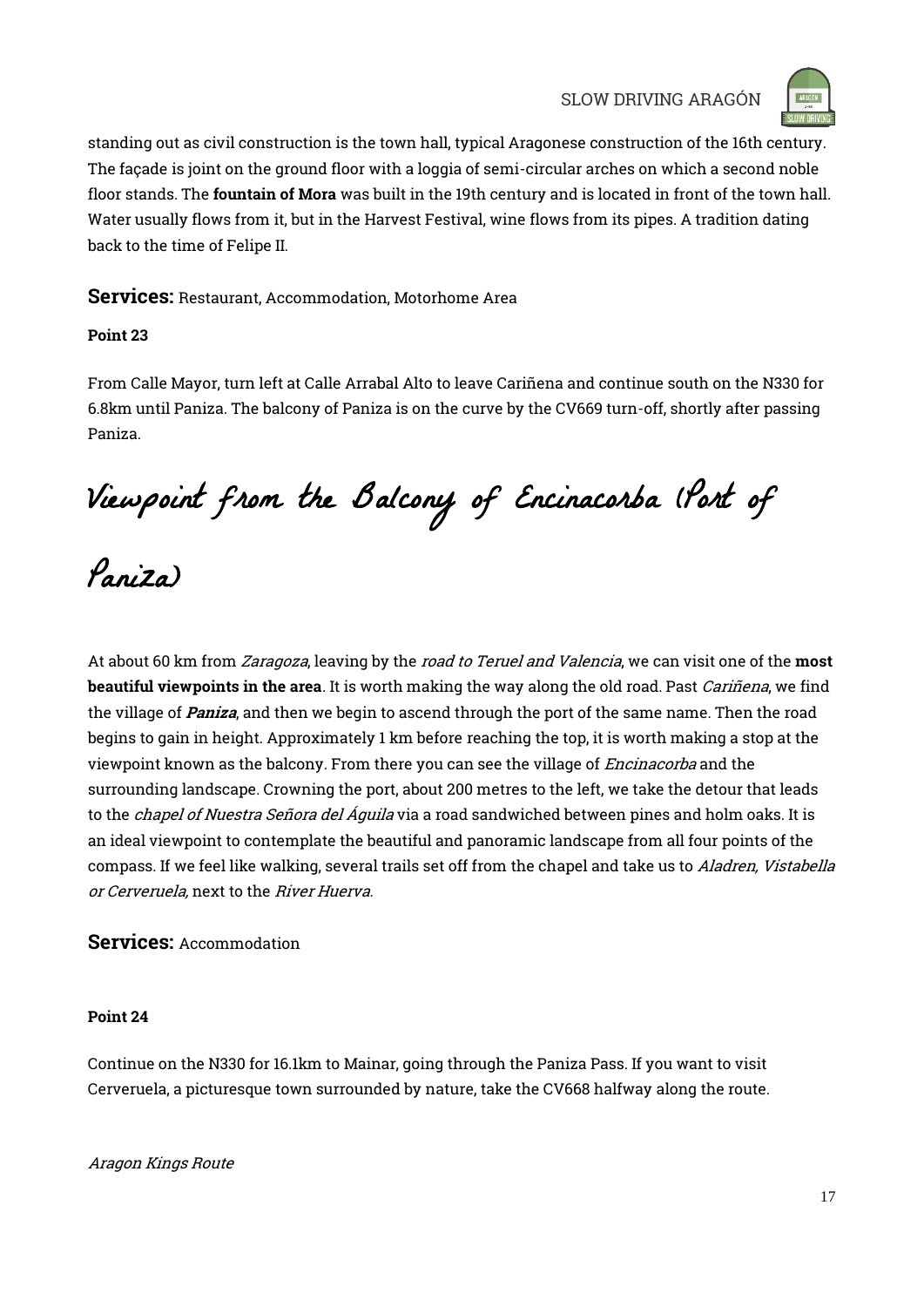standing out as civil construction is the town hall, typical Aragonese construction of the 16th century. The façade is joint on the ground floor with a loggia of semi-circular arches on which a second noble floor stands. The **fountain of Mora** was built in the 19th century and is located in front of the town hall. Water usually flows from it, but in the Harvest Festival, wine flows from its pipes. A tradition dating back to the time of Felipe II.

## Services: Restaurant, Accommodation, Motorhome Area

**Point 23**

From Calle Mayor, turn left at Calle Arrabal Alto to leave Cariñena and continue south on the N330 for 6.8km until Paniza. The balcony of Paniza is on the curve by the CV669 turn-off, shortly after passing Paniza.

# Viewpoint from the Balcony of Encinacorba (Port of Paniza)

At about 60 km from *Zaragoza*, leaving by the *road to Teruel and Valencia*, we can visit one of the **most beautiful viewpoints in the area**. It is worth making the way along the old road. Past *Cariñena*, we find the village of ***Paniza***, and then we begin to ascend through the port of the same name. Then the road begins to gain in height. Approximately 1 km before reaching the top, it is worth making a stop at the viewpoint known as the balcony. From there you can see the village of *Encinacorba* and the surrounding landscape. Crowning the port, about 200 metres to the left, we take the detour that leads to the *chapel of Nuestra Señora del Águila* via a road sandwiched between pines and holm oaks. It is an ideal viewpoint to contemplate the beautiful and panoramic landscape from all four points of the compass. If we feel like walking, several trails set off from the chapel and take us to *Aladren, Vistabella or Cerveruela,* next to the *River Huerva.*

## Services: Accommodation

**Point 24**

Continue on the N330 for 16.1km to Mainar, going through the Paniza Pass. If you want to visit Cerveruela, a picturesque town surrounded by nature, take the CV668 halfway along the route.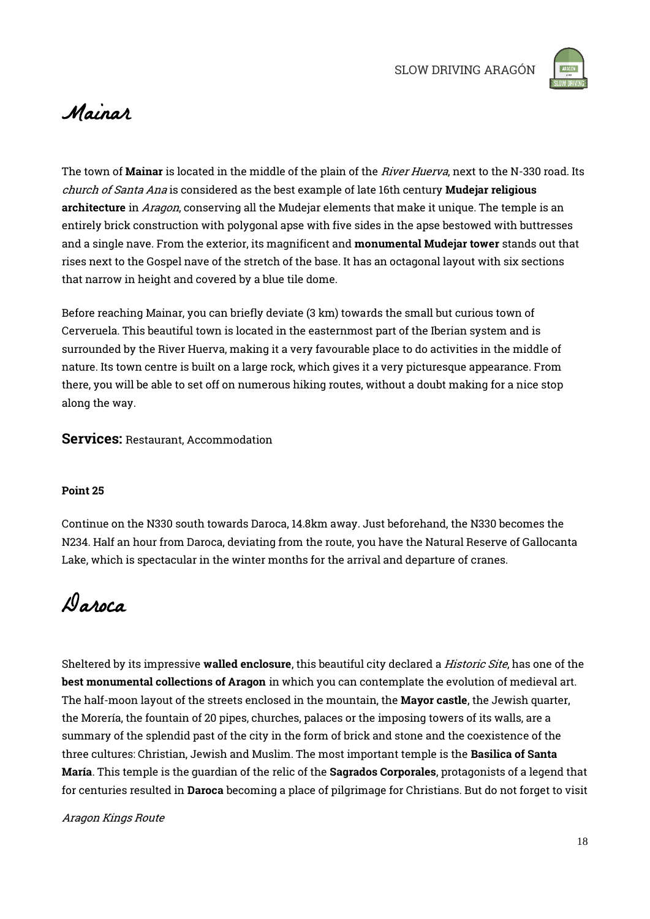# Mainar

The town of **Mainar** is located in the middle of the plain of the *River Huerva*, next to the N-330 road. Its *church of Santa Ana* is considered as the best example of late 16th century **Mudejar religious architecture** in *Aragon*, conserving all the Mudejar elements that make it unique. The temple is an entirely brick construction with polygonal apse with five sides in the apse bestowed with buttresses and a single nave. From the exterior, its magnificent and **monumental Mudejar tower** stands out that rises next to the Gospel nave of the stretch of the base. It has an octagonal layout with six sections that narrow in height and covered by a blue tile dome.

Before reaching Mainar, you can briefly deviate (3 km) towards the small but curious town of Cerveruela. This beautiful town is located in the easternmost part of the Iberian system and is surrounded by the River Huerva, making it a very favourable place to do activities in the middle of nature. Its town centre is built on a large rock, which gives it a very picturesque appearance. From there, you will be able to set off on numerous hiking routes, without a doubt making for a nice stop along the way.

**Services:** Restaurant, Accommodation

**Point 25**

Continue on the N330 south towards Daroca, 14.8km away. Just beforehand, the N330 becomes the N234. Half an hour from Daroca, deviating from the route, you have the Natural Reserve of Gallocanta Lake, which is spectacular in the winter months for the arrival and departure of cranes.

# Daroca

Sheltered by its impressive **walled enclosure**, this beautiful city declared a *Historic Site*, has one of the **best monumental collections of Aragon** in which you can contemplate the evolution of medieval art. The half-moon layout of the streets enclosed in the mountain, the **Mayor castle**, the Jewish quarter, the Morería, the fountain of 20 pipes, churches, palaces or the imposing towers of its walls, are a summary of the splendid past of the city in the form of brick and stone and the coexistence of the three cultures: Christian, Jewish and Muslim. The most important temple is the **Basilica of Santa María**. This temple is the guardian of the relic of the **Sagrados Corporales**, protagonists of a legend that for centuries resulted in **Daroca** becoming a place of pilgrimage for Christians. But do not forget to visit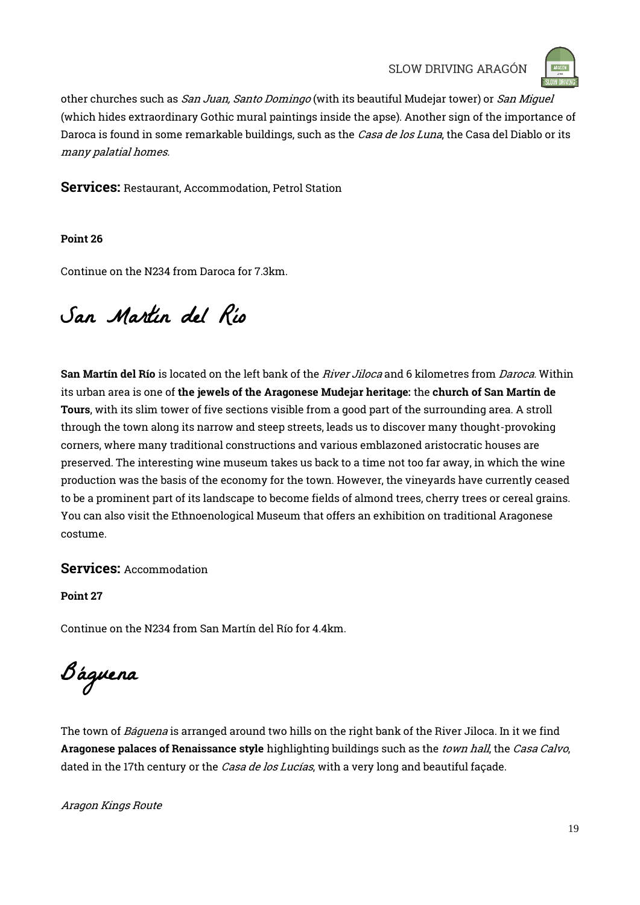other churches such as *San Juan, Santo Domingo* (with its beautiful Mudejar tower) or *San Miguel* (which hides extraordinary Gothic mural paintings inside the apse). Another sign of the importance of Daroca is found in some remarkable buildings, such as the *Casa de los Luna*, the Casa del Diablo or its *many palatial homes.*

**Services:** Restaurant, Accommodation, Petrol Station

**Point 26**

Continue on the N234 from Daroca for 7.3km.

# San Martín del Río

**San Martín del Río** is located on the left bank of the *River Jiloca* and 6 kilometres from *Daroca*. Within its urban area is one of **the jewels of the Aragonese Mudejar heritage:** the **church of San Martín de Tours**, with its slim tower of five sections visible from a good part of the surrounding area. A stroll through the town along its narrow and steep streets, leads us to discover many thought-provoking corners, where many traditional constructions and various emblazoned aristocratic houses are preserved. The interesting wine museum takes us back to a time not too far away, in which the wine production was the basis of the economy for the town. However, the vineyards have currently ceased to be a prominent part of its landscape to become fields of almond trees, cherry trees or cereal grains. You can also visit the Ethnoenological Museum that offers an exhibition on traditional Aragonese costume.

**Services:** Accommodation

**Point 27**

Continue on the N234 from San Martín del Río for 4.4km.

# Báguena

The town of *Báguena* is arranged around two hills on the right bank of the River Jiloca. In it we find **Aragonese palaces of Renaissance style** highlighting buildings such as the *town hall*, the *Casa Calvo*, dated in the 17th century or the *Casa de los Lucías*, with a very long and beautiful façade.

*Aragon Kings Route*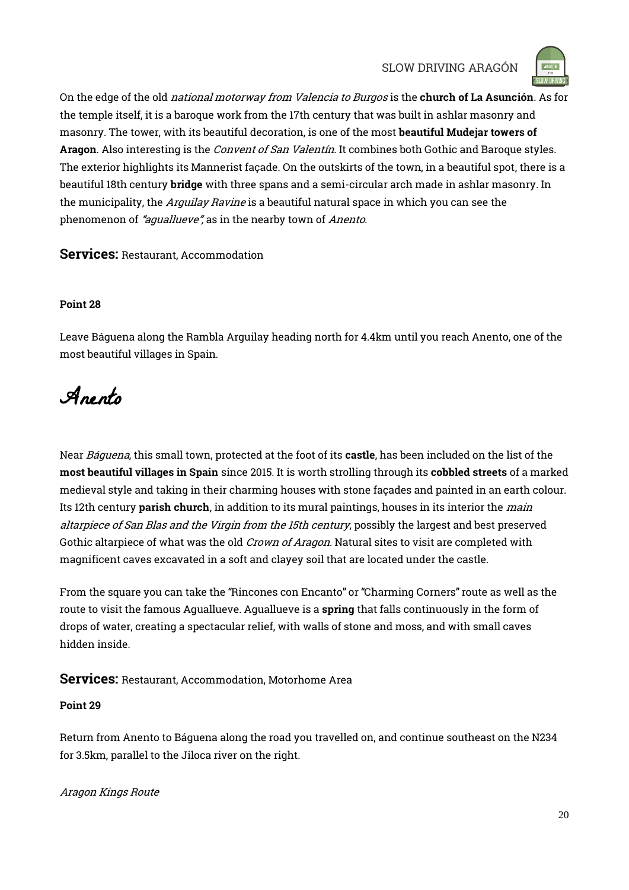On the edge of the old *national motorway from Valencia to Burgos* is the **church of La Asunción**. As for the temple itself, it is a baroque work from the 17th century that was built in ashlar masonry and masonry. The tower, with its beautiful decoration, is one of the most **beautiful Mudejar towers of Aragon**. Also interesting is the *Convent of San Valentín*. It combines both Gothic and Baroque styles. The exterior highlights its Mannerist façade. On the outskirts of the town, in a beautiful spot, there is a beautiful 18th century **bridge** with three spans and a semi-circular arch made in ashlar masonry. In the municipality, the *Arguilay Ravine* is a beautiful natural space in which you can see the phenomenon of *"aguallueve",* as in the nearby town of *Anento*.

**Services:** Restaurant, Accommodation

**Point 28**

Leave Báguena along the Rambla Arguilay heading north for 4.4km until you reach Anento, one of the most beautiful villages in Spain.

# Anento

Near *Báguena*, this small town, protected at the foot of its **castle**, has been included on the list of the **most beautiful villages in Spain** since 2015. It is worth strolling through its **cobbled streets** of a marked medieval style and taking in their charming houses with stone façades and painted in an earth colour. Its 12th century **parish church**, in addition to its mural paintings, houses in its interior the *main altarpiece of San Blas and the Virgin from the 15th century*, possibly the largest and best preserved Gothic altarpiece of what was the old *Crown of Aragon*. Natural sites to visit are completed with magnificent caves excavated in a soft and clayey soil that are located under the castle.

From the square you can take the "Rincones con Encanto" or "Charming Corners" route as well as the route to visit the famous Aguallueve. Aguallueve is a **spring** that falls continuously in the form of drops of water, creating a spectacular relief, with walls of stone and moss, and with small caves hidden inside.

**Services:** Restaurant, Accommodation, Motorhome Area

**Point 29**

Return from Anento to Báguena along the road you travelled on, and continue southeast on the N234 for 3.5km, parallel to the Jiloca river on the right.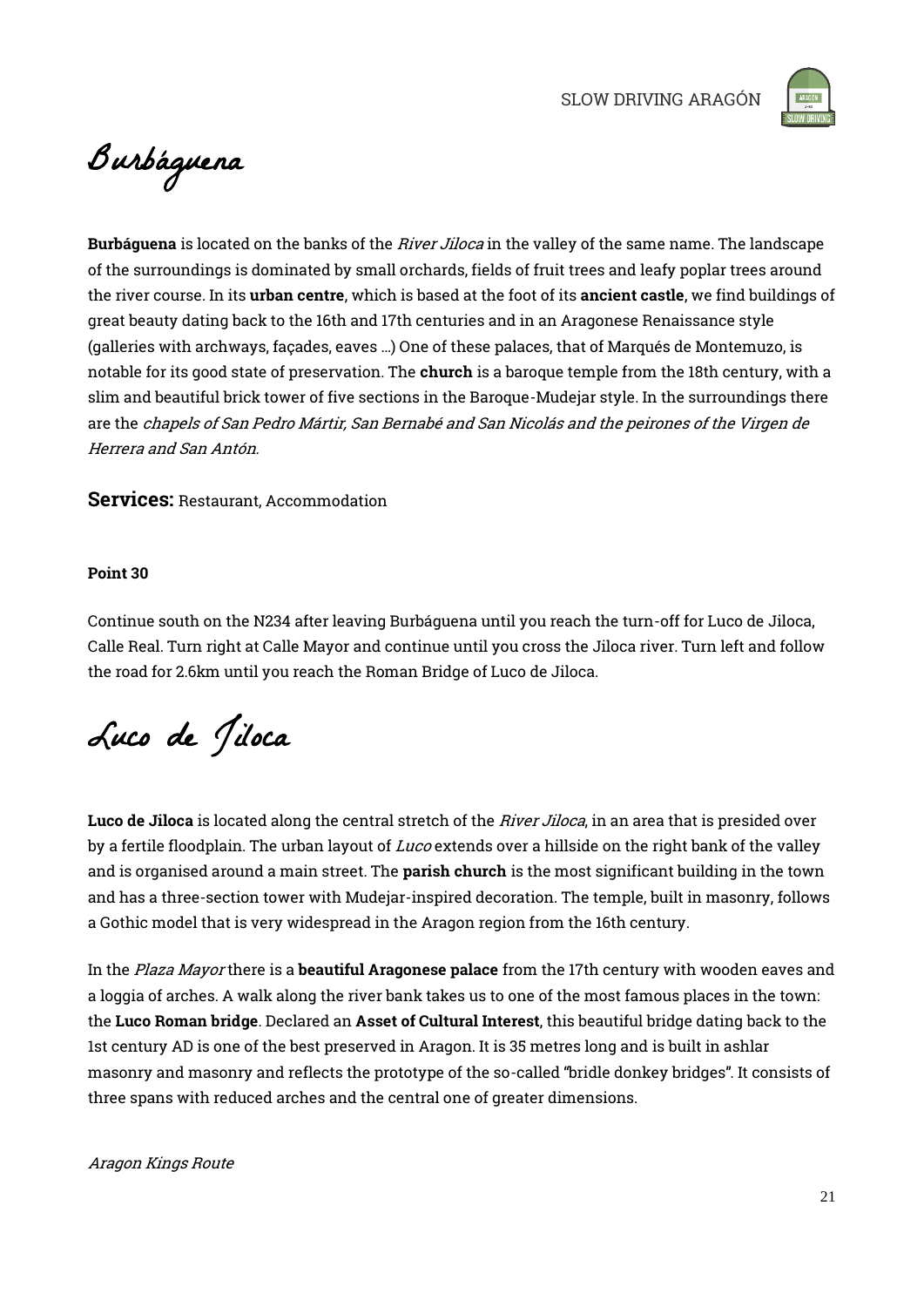# Burbáguena

**Burbáguena** is located on the banks of the *River Jiloca* in the valley of the same name. The landscape of the surroundings is dominated by small orchards, fields of fruit trees and leafy poplar trees around the river course. In its **urban centre**, which is based at the foot of its **ancient castle**, we find buildings of great beauty dating back to the 16th and 17th centuries and in an Aragonese Renaissance style (galleries with archways, façades, eaves …) One of these palaces, that of Marqués de Montemuzo, is notable for its good state of preservation. The **church** is a baroque temple from the 18th century, with a slim and beautiful brick tower of five sections in the Baroque-Mudejar style. In the surroundings there are the *chapels of San Pedro Mártir, San Bernabé and San Nicolás and the peirones of the Virgen de Herrera and San Antón.*

**Services:** Restaurant, Accommodation

**Point 30**

Continue south on the N234 after leaving Burbáguena until you reach the turn-off for Luco de Jiloca, Calle Real. Turn right at Calle Mayor and continue until you cross the Jiloca river. Turn left and follow the road for 2.6km until you reach the Roman Bridge of Luco de Jiloca.

# Luco de Jiloca

**Luco de Jiloca** is located along the central stretch of the *River Jiloca*, in an area that is presided over by a fertile floodplain. The urban layout of *Luco* extends over a hillside on the right bank of the valley and is organised around a main street. The **parish church** is the most significant building in the town and has a three-section tower with Mudejar-inspired decoration. The temple, built in masonry, follows a Gothic model that is very widespread in the Aragon region from the 16th century.

In the *Plaza Mayor* there is a **beautiful Aragonese palace** from the 17th century with wooden eaves and a loggia of arches. A walk along the river bank takes us to one of the most famous places in the town: the **Luco Roman bridge**. Declared an **Asset of Cultural Interest**, this beautiful bridge dating back to the 1st century AD is one of the best preserved in Aragon. It is 35 metres long and is built in ashlar masonry and masonry and reflects the prototype of the so-called "bridle donkey bridges". It consists of three spans with reduced arches and the central one of greater dimensions.

*Aragon Kings Route*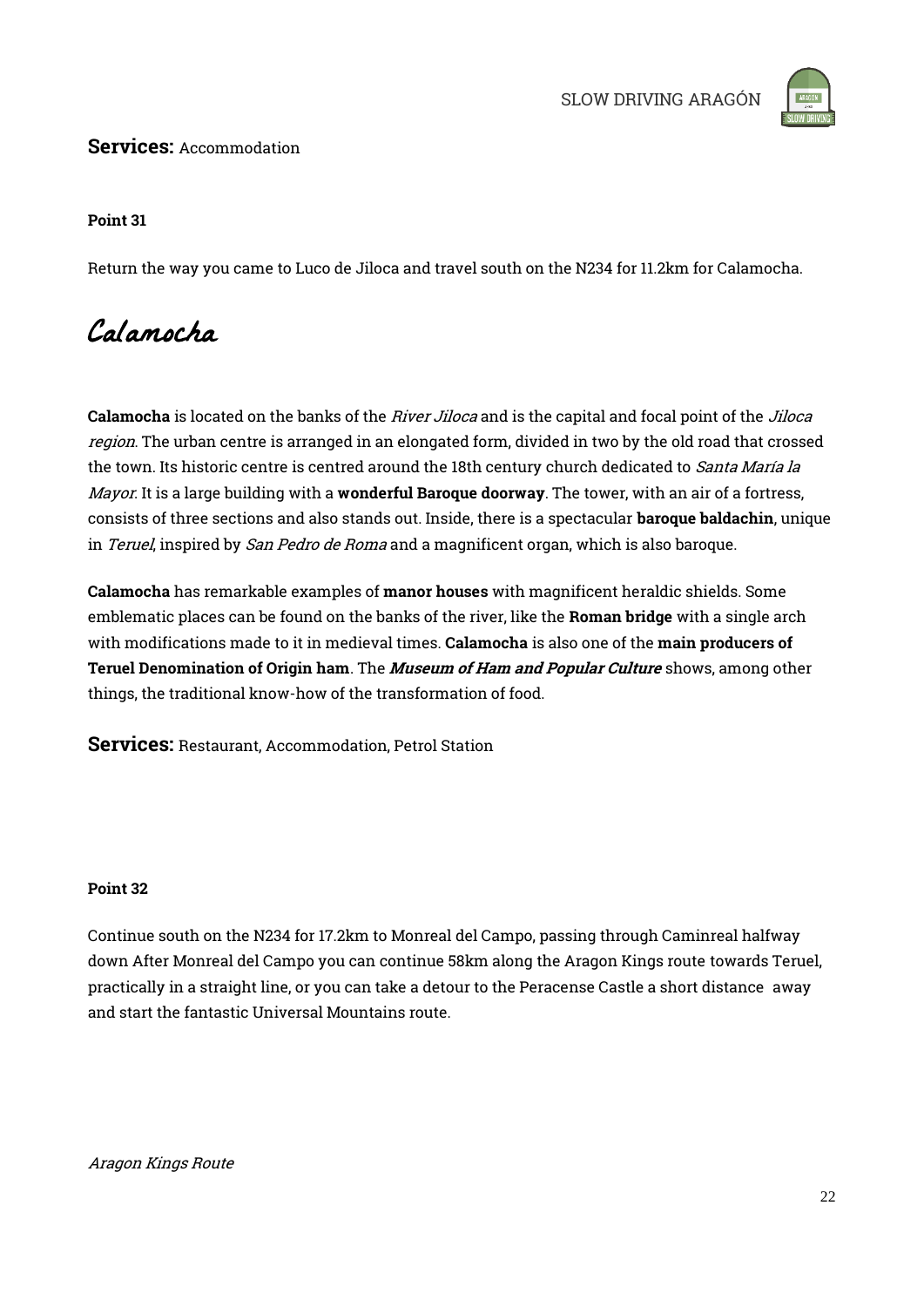**Services:** Accommodation

**Point 31**

Return the way you came to Luco de Jiloca and travel south on the N234 for 11.2km for Calamocha.

# Calamocha

**Calamocha** is located on the banks of the *River Jiloca* and is the capital and focal point of the *Jiloca region*. The urban centre is arranged in an elongated form, divided in two by the old road that crossed the town. Its historic centre is centred around the 18th century church dedicated to *Santa María la Mayor*. It is a large building with a **wonderful Baroque doorway**. The tower, with an air of a fortress, consists of three sections and also stands out. Inside, there is a spectacular **baroque baldachin**, unique in *Teruel*, inspired by *San Pedro de Roma* and a magnificent organ, which is also baroque.

**Calamocha** has remarkable examples of **manor houses** with magnificent heraldic shields. Some emblematic places can be found on the banks of the river, like the **Roman bridge** with a single arch with modifications made to it in medieval times. **Calamocha** is also one of the **main producers of Teruel Denomination of Origin ham**. The ***Museum of Ham and Popular Culture*** shows, among other things, the traditional know-how of the transformation of food.

**Services:** Restaurant, Accommodation, Petrol Station

**Point 32**

Continue south on the N234 for 17.2km to Monreal del Campo, passing through Caminreal halfway down After Monreal del Campo you can continue 58km along the Aragon Kings route towards Teruel, practically in a straight line, or you can take a detour to the Peracense Castle a short distance away and start the fantastic Universal Mountains route.

*Aragon Kings Route*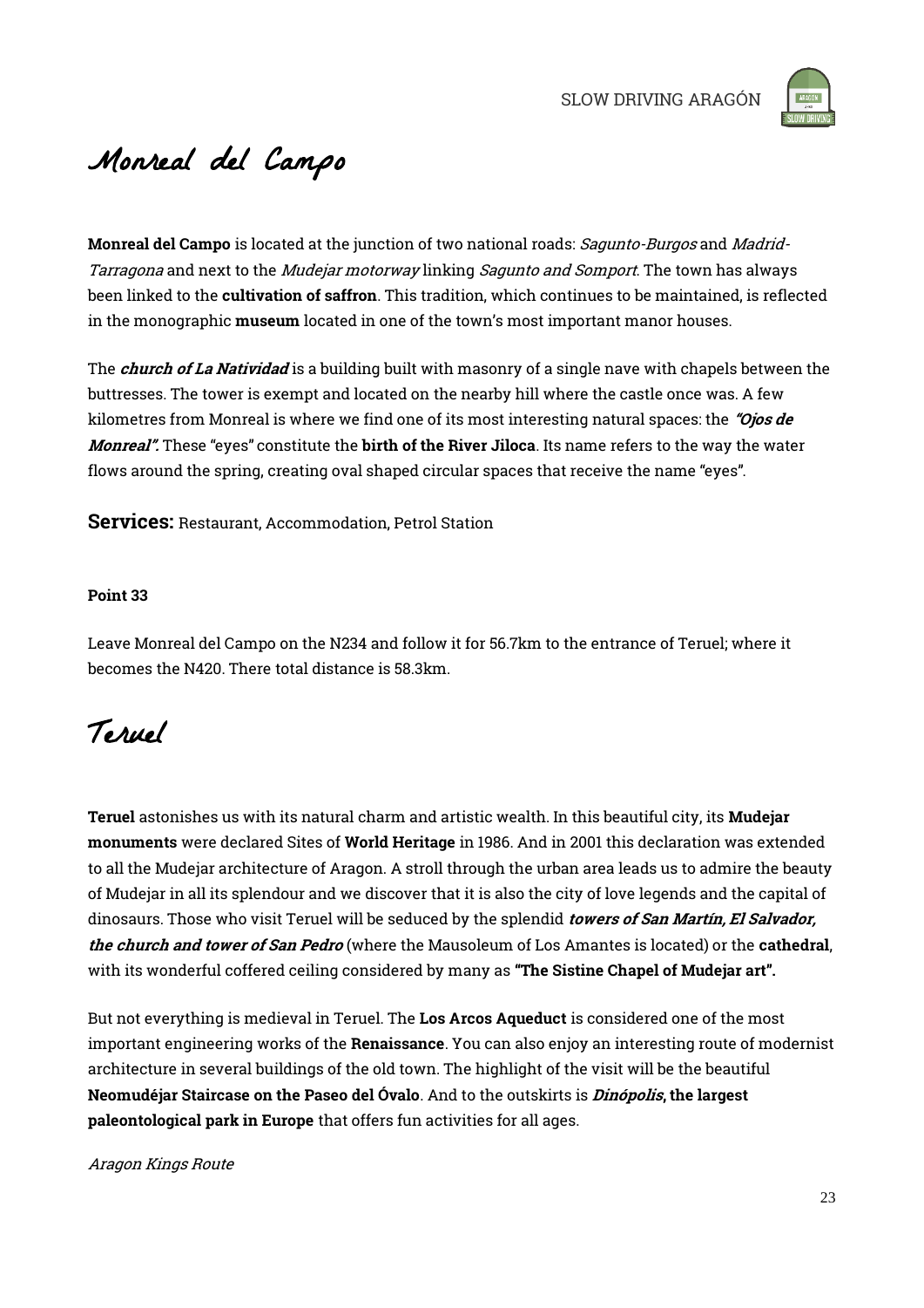# Monreal del Campo

**Monreal del Campo** is located at the junction of two national roads: *Sagunto-Burgos* and *Madrid-Tarragona* and next to the *Mudejar motorway* linking *Sagunto and Somport*. The town has always been linked to the **cultivation of saffron**. This tradition, which continues to be maintained, is reflected in the monographic **museum** located in one of the town's most important manor houses.

The ***church of La Natividad*** is a building built with masonry of a single nave with chapels between the buttresses. The tower is exempt and located on the nearby hill where the castle once was. A few kilometres from Monreal is where we find one of its most interesting natural spaces: the ***"Ojos de Monreal".*** These "eyes" constitute the **birth of the River Jiloca**. Its name refers to the way the water flows around the spring, creating oval shaped circular spaces that receive the name "eyes".

**Services:** Restaurant, Accommodation, Petrol Station

**Point 33**

Leave Monreal del Campo on the N234 and follow it for 56.7km to the entrance of Teruel; where it becomes the N420. There total distance is 58.3km.

# Teruel

**Teruel** astonishes us with its natural charm and artistic wealth. In this beautiful city, its **Mudejar monuments** were declared Sites of **World Heritage** in 1986. And in 2001 this declaration was extended to all the Mudejar architecture of Aragon. A stroll through the urban area leads us to admire the beauty of Mudejar in all its splendour and we discover that it is also the city of love legends and the capital of dinosaurs. Those who visit Teruel will be seduced by the splendid ***towers of San Martín, El Salvador, the church and tower of San Pedro*** (where the Mausoleum of Los Amantes is located) or the **cathedral**, with its wonderful coffered ceiling considered by many as **"The Sistine Chapel of Mudejar art".**

But not everything is medieval in Teruel. The **Los Arcos Aqueduct** is considered one of the most important engineering works of the **Renaissance**. You can also enjoy an interesting route of modernist architecture in several buildings of the old town. The highlight of the visit will be the beautiful **Neomudéjar Staircase on the Paseo del Óvalo**. And to the outskirts is ***Dinópolis*, the largest paleontological park in Europe** that offers fun activities for all ages.

*Aragon Kings Route*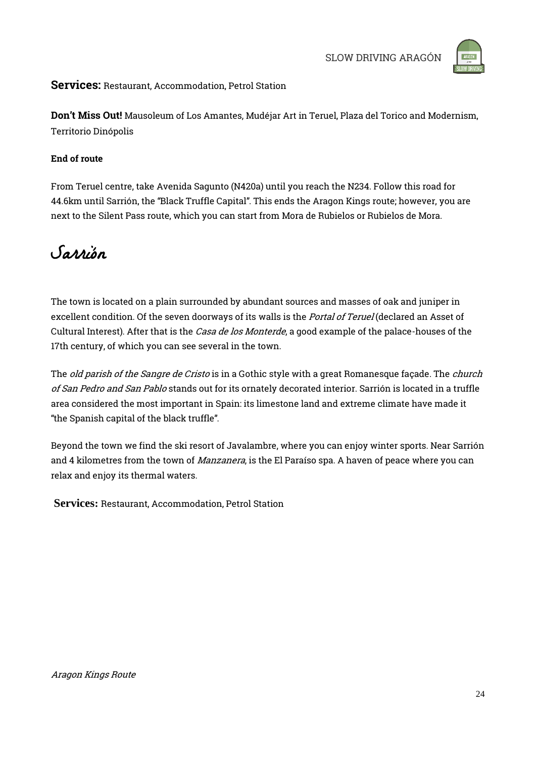**Services:** Restaurant, Accommodation, Petrol Station

**Don't Miss Out!** Mausoleum of Los Amantes, Mudéjar Art in Teruel, Plaza del Torico and Modernism, Territorio Dinópolis

**End of route**

From Teruel centre, take Avenida Sagunto (N420a) until you reach the N234. Follow this road for 44.6km until Sarrión, the "Black Truffle Capital". This ends the Aragon Kings route; however, you are next to the Silent Pass route, which you can start from Mora de Rubielos or Rubielos de Mora.

# Sarrión

The town is located on a plain surrounded by abundant sources and masses of oak and juniper in excellent condition. Of the seven doorways of its walls is the *Portal of Teruel* (declared an Asset of Cultural Interest). After that is the *Casa de los Monterde*, a good example of the palace-houses of the 17th century, of which you can see several in the town.

The *old parish of the Sangre de Cristo* is in a Gothic style with a great Romanesque façade. The *church of San Pedro and San Pablo* stands out for its ornately decorated interior. Sarrión is located in a truffle area considered the most important in Spain: its limestone land and extreme climate have made it "the Spanish capital of the black truffle".

Beyond the town we find the ski resort of Javalambre, where you can enjoy winter sports. Near Sarrión and 4 kilometres from the town of *Manzanera*, is the El Paraíso spa. A haven of peace where you can relax and enjoy its thermal waters.

**Services:** Restaurant, Accommodation, Petrol Station